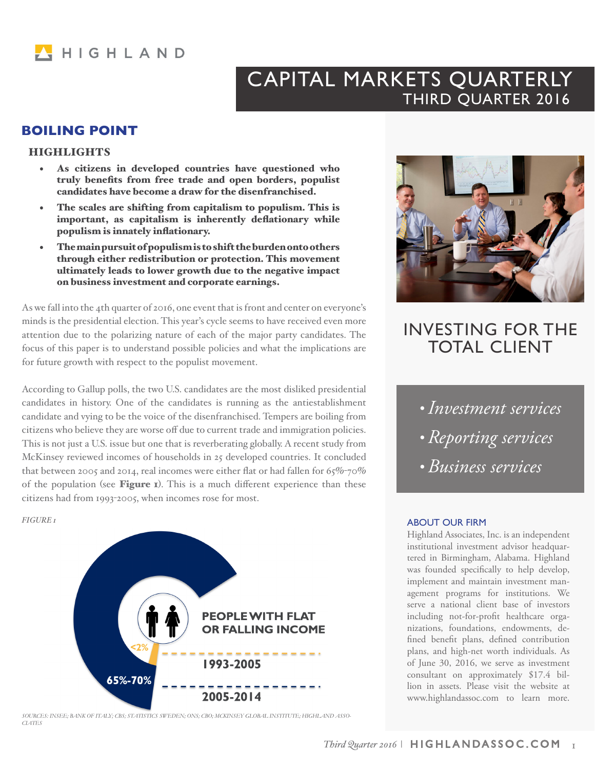# CAPITAL MARKETS QUARTERLY
## THIRD QUARTER 2016

## BOILING POINT

### HIGHLIGHTS

- **As citizens in developed countries have questioned who truly benefits from free trade and open borders, populist candidates have become a draw for the disenfranchised.**
- **The scales are shifting from capitalism to populism. This is important, as capitalism is inherently deflationary while populism is innately inflationary.**
- **The main pursuit of populism is to shift the burden onto others through either redistribution or protection. This movement ultimately leads to lower growth due to the negative impact on business investment and corporate earnings.**

As we fall into the 4th quarter of 2016, one event that is front and center on everyone's minds is the presidential election. This year's cycle seems to have received even more attention due to the polarizing nature of each of the major party candidates. The focus of this paper is to understand possible policies and what the implications are for future growth with respect to the populist movement.

According to Gallup polls, the two U.S. candidates are the most disliked presidential candidates in history. One of the candidates is running as the antiestablishment candidate and vying to be the voice of the disenfranchised. Tempers are boiling from citizens who believe they are worse off due to current trade and immigration policies. This is not just a U.S. issue but one that is reverberating globally. A recent study from McKinsey reviewed incomes of households in 25 developed countries. It concluded that between 2005 and 2014, real incomes were either flat or had fallen for 65%-70% of the population (see **Figure 1**). This is a much different experience than these citizens had from 1993-2005, when incomes rose for most.

*FIGURE 1*

**PEOPLE WITH FLAT OR FALLING INCOME**

| Period | People with flat or falling income |
| --- | --- |
| 1993-2005 | <2% |
| 2005-2014 | 65%-70% |

*SOURCES: INSEE; BANK OF ITALY; CBS; STATISTICS SWEDEN; ONS; CBO; MCKINSEY GLOBAL INSTITUTE; HIGHLAND ASSOCIATES*

## INVESTING FOR THE TOTAL CLIENT

- *Investment services*
- *Reporting services*
- *Business services*

### ABOUT OUR FIRM

Highland Associates, Inc. is an independent institutional investment advisor headquartered in Birmingham, Alabama. Highland was founded specifically to help develop, implement and maintain investment management programs for institutions. We serve a national client base of investors including not-for-profit healthcare organizations, foundations, endowments, defined benefit plans, defined contribution plans, and high-net worth individuals. As of June 30, 2016, we serve as investment consultant on approximately $17.4 billion in assets. Please visit the website at www.highlandassoc.com to learn more.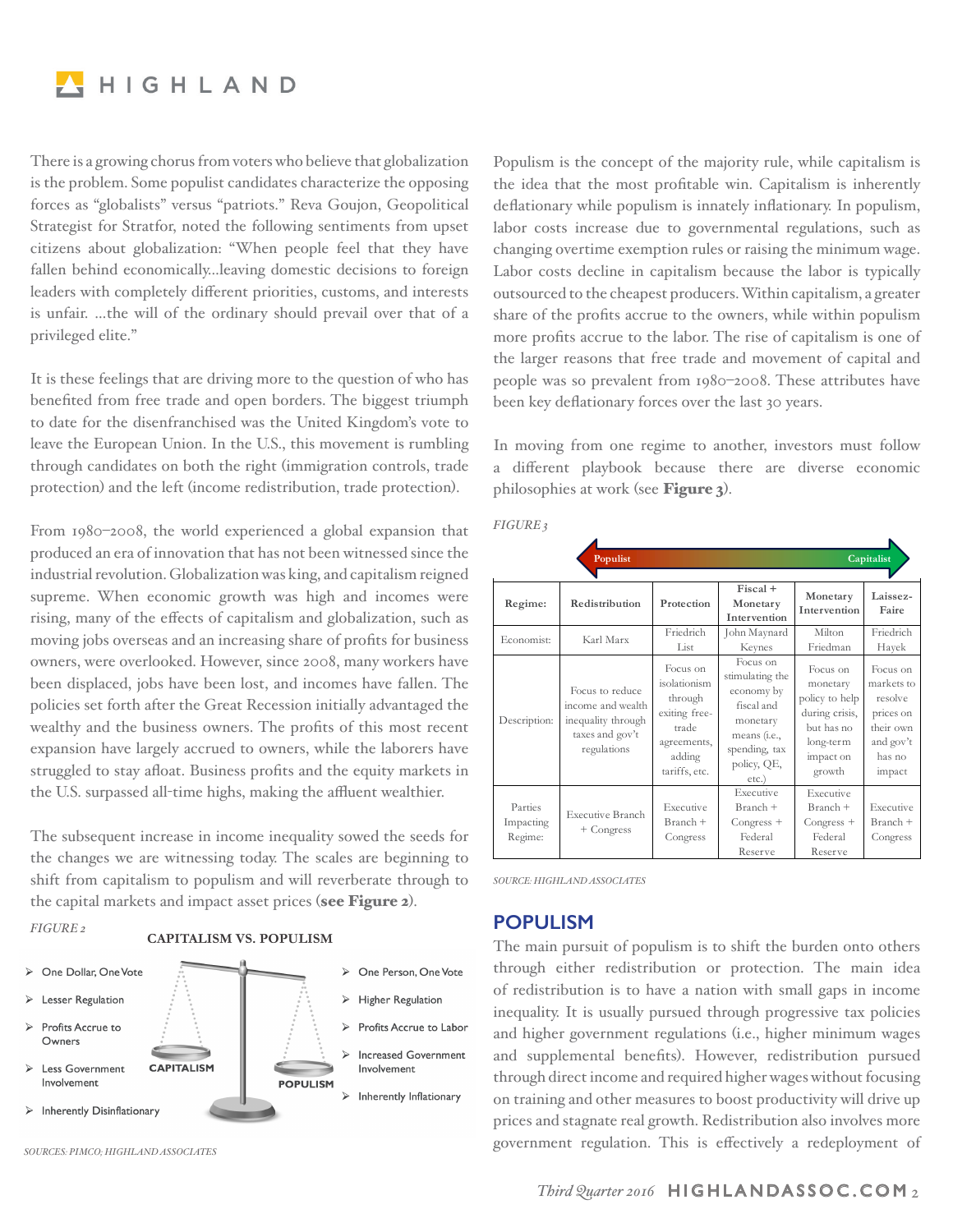There is a growing chorus from voters who believe that globalization is the problem. Some populist candidates characterize the opposing forces as "globalists" versus "patriots." Reva Goujon, Geopolitical Strategist for Stratfor, noted the following sentiments from upset citizens about globalization: "When people feel that they have fallen behind economically...leaving domestic decisions to foreign leaders with completely different priorities, customs, and interests is unfair. ...the will of the ordinary should prevail over that of a privileged elite."

It is these feelings that are driving more to the question of who has benefited from free trade and open borders. The biggest triumph to date for the disenfranchised was the United Kingdom's vote to leave the European Union. In the U.S., this movement is rumbling through candidates on both the right (immigration controls, trade protection) and the left (income redistribution, trade protection).

From 1980–2008, the world experienced a global expansion that produced an era of innovation that has not been witnessed since the industrial revolution. Globalization was king, and capitalism reigned supreme. When economic growth was high and incomes were rising, many of the effects of capitalism and globalization, such as moving jobs overseas and an increasing share of profits for business owners, were overlooked. However, since 2008, many workers have been displaced, jobs have been lost, and incomes have fallen. The policies set forth after the Great Recession initially advantaged the wealthy and the business owners. The profits of this most recent expansion have largely accrued to owners, while the laborers have struggled to stay afloat. Business profits and the equity markets in the U.S. surpassed all-time highs, making the affluent wealthier.

The subsequent increase in income inequality sowed the seeds for the changes we are witnessing today. The scales are beginning to shift from capitalism to populism and will reverberate through to the capital markets and impact asset prices (**see Figure 2**).

*FIGURE 2*

**CAPITALISM VS. POPULISM**

**CAPITALISM**

- One Dollar, One Vote
- Lesser Regulation
- Profits Accrue to Owners
- Less Government Involvement
- Inherently Disinflationary

**POPULISM**

- One Person, One Vote
- Higher Regulation
- Profits Accrue to Labor
- Increased Government Involvement
- Inherently Inflationary

*SOURCES: PIMCO; HIGHLAND ASSOCIATES*

Populism is the concept of the majority rule, while capitalism is the idea that the most profitable win. Capitalism is inherently deflationary while populism is innately inflationary. In populism, labor costs increase due to governmental regulations, such as changing overtime exemption rules or raising the minimum wage. Labor costs decline in capitalism because the labor is typically outsourced to the cheapest producers. Within capitalism, a greater share of the profits accrue to the owners, while within populism more profits accrue to the labor. The rise of capitalism is one of the larger reasons that free trade and movement of capital and people was so prevalent from 1980–2008. These attributes have been key deflationary forces over the last 30 years.

In moving from one regime to another, investors must follow a different playbook because there are diverse economic philosophies at work (see **Figure 3**).

*FIGURE 3*

Populist ← → Capitalist

| Regime: | Redistribution | Protection | Fiscal + Monetary Intervention | Monetary Intervention | Laissez-Faire |
|---|---|---|---|---|---|
| Economist: | Karl Marx | Friedrich List | John Maynard Keynes | Milton Friedman | Friedrich Hayek |
| Description: | Focus to reduce income and wealth inequality through taxes and gov't regulations | Focus on isolationism through exiting free-trade agreements, adding tariffs, etc. | Focus on stimulating the economy by fiscal and monetary means (i.e., spending, tax policy, QE, etc.) | Focus on monetary policy to help during crisis, but has no long-term impact on growth | Focus on markets to resolve prices on their own and gov't has no impact |
| Parties Impacting Regime: | Executive Branch + Congress | Executive Branch + Congress | Executive Branch + Congress + Federal Reserve | Executive Branch + Congress + Federal Reserve | Executive Branch + Congress |

*SOURCE: HIGHLAND ASSOCIATES*

## POPULISM

The main pursuit of populism is to shift the burden onto others through either redistribution or protection. The main idea of redistribution is to have a nation with small gaps in income inequality. It is usually pursued through progressive tax policies and higher government regulations (i.e., higher minimum wages and supplemental benefits). However, redistribution pursued through direct income and required higher wages without focusing on training and other measures to boost productivity will drive up prices and stagnate real growth. Redistribution also involves more government regulation. This is effectively a redeployment of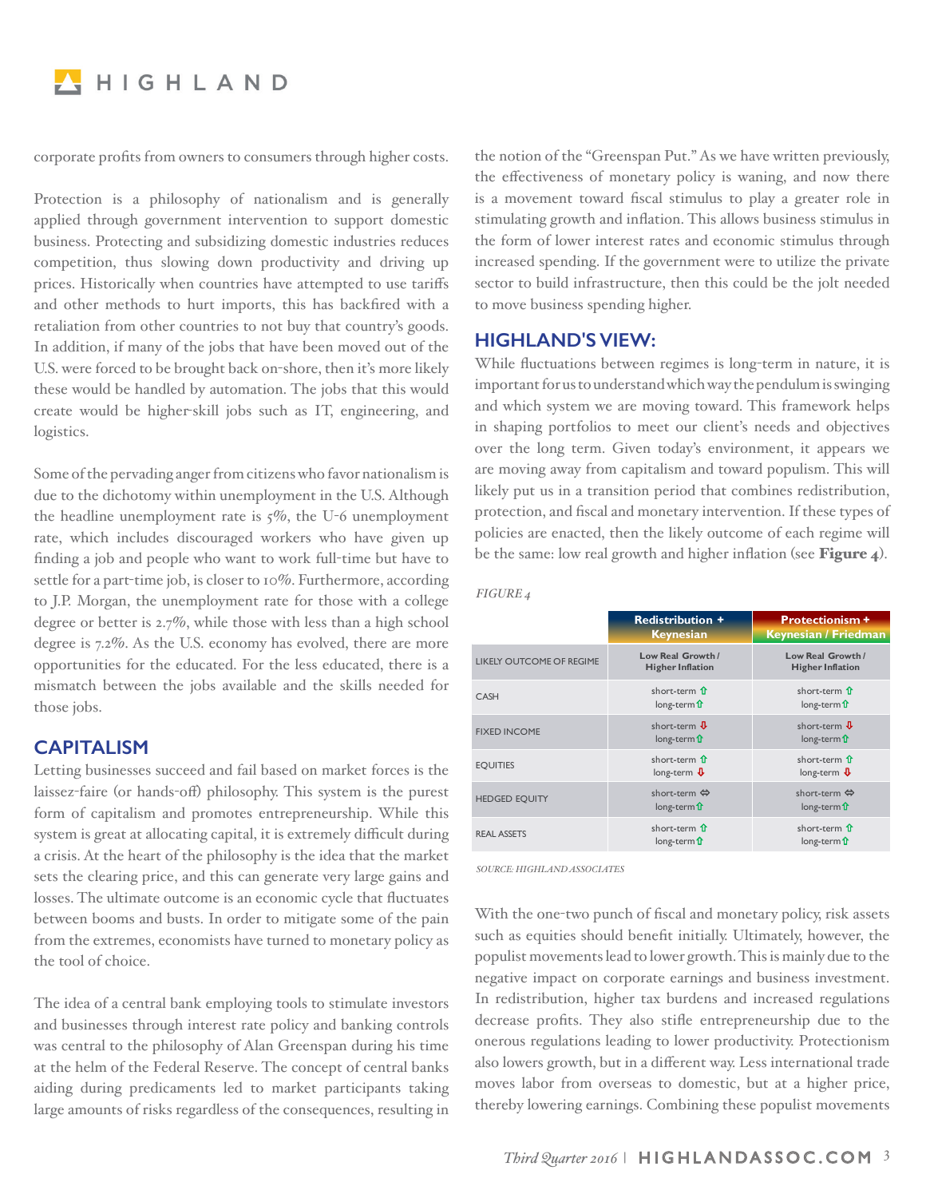corporate profits from owners to consumers through higher costs.

Protection is a philosophy of nationalism and is generally applied through government intervention to support domestic business. Protecting and subsidizing domestic industries reduces competition, thus slowing down productivity and driving up prices. Historically when countries have attempted to use tariffs and other methods to hurt imports, this has backfired with a retaliation from other countries to not buy that country's goods. In addition, if many of the jobs that have been moved out of the U.S. were forced to be brought back on-shore, then it's more likely these would be handled by automation. The jobs that this would create would be higher-skill jobs such as IT, engineering, and logistics.

Some of the pervading anger from citizens who favor nationalism is due to the dichotomy within unemployment in the U.S. Although the headline unemployment rate is 5%, the U-6 unemployment rate, which includes discouraged workers who have given up finding a job and people who want to work full-time but have to settle for a part-time job, is closer to 10%. Furthermore, according to J.P. Morgan, the unemployment rate for those with a college degree or better is 2.7%, while those with less than a high school degree is 7.2%. As the U.S. economy has evolved, there are more opportunities for the educated. For the less educated, there is a mismatch between the jobs available and the skills needed for those jobs.

## CAPITALISM

Letting businesses succeed and fail based on market forces is the laissez-faire (or hands-off) philosophy. This system is the purest form of capitalism and promotes entrepreneurship. While this system is great at allocating capital, it is extremely difficult during a crisis. At the heart of the philosophy is the idea that the market sets the clearing price, and this can generate very large gains and losses. The ultimate outcome is an economic cycle that fluctuates between booms and busts. In order to mitigate some of the pain from the extremes, economists have turned to monetary policy as the tool of choice.

The idea of a central bank employing tools to stimulate investors and businesses through interest rate policy and banking controls was central to the philosophy of Alan Greenspan during his time at the helm of the Federal Reserve. The concept of central banks aiding during predicaments led to market participants taking large amounts of risks regardless of the consequences, resulting in the notion of the "Greenspan Put." As we have written previously, the effectiveness of monetary policy is waning, and now there is a movement toward fiscal stimulus to play a greater role in stimulating growth and inflation. This allows business stimulus in the form of lower interest rates and economic stimulus through increased spending. If the government were to utilize the private sector to build infrastructure, then this could be the jolt needed to move business spending higher.

## HIGHLAND'S VIEW:

While fluctuations between regimes is long-term in nature, it is important for us to understand which way the pendulum is swinging and which system we are moving toward. This framework helps in shaping portfolios to meet our client's needs and objectives over the long term. Given today's environment, it appears we are moving away from capitalism and toward populism. This will likely put us in a transition period that combines redistribution, protection, and fiscal and monetary intervention. If these types of policies are enacted, then the likely outcome of each regime will be the same: low real growth and higher inflation (see **Figure 4**).

*FIGURE 4*

| | Redistribution + Keynesian | Protectionism + Keynesian / Friedman |
|---|---|---|
| LIKELY OUTCOME OF REGIME | Low Real Growth / Higher Inflation | Low Real Growth / Higher Inflation |
| CASH | short-term ⇧ long-term ⇧ | short-term ⇧ long-term ⇧ |
| FIXED INCOME | short-term ⇩ long-term ⇧ | short-term ⇩ long-term ⇧ |
| EQUITIES | short-term ⇧ long-term ⇩ | short-term ⇧ long-term ⇩ |
| HEDGED EQUITY | short-term ⇔ long-term ⇧ | short-term ⇔ long-term ⇧ |
| REAL ASSETS | short-term ⇧ long-term ⇧ | short-term ⇧ long-term ⇧ |

*SOURCE: HIGHLAND ASSOCIATES*

With the one-two punch of fiscal and monetary policy, risk assets such as equities should benefit initially. Ultimately, however, the populist movements lead to lower growth. This is mainly due to the negative impact on corporate earnings and business investment. In redistribution, higher tax burdens and increased regulations decrease profits. They also stifle entrepreneurship due to the onerous regulations leading to lower productivity. Protectionism also lowers growth, but in a different way. Less international trade moves labor from overseas to domestic, but at a higher price, thereby lowering earnings. Combining these populist movements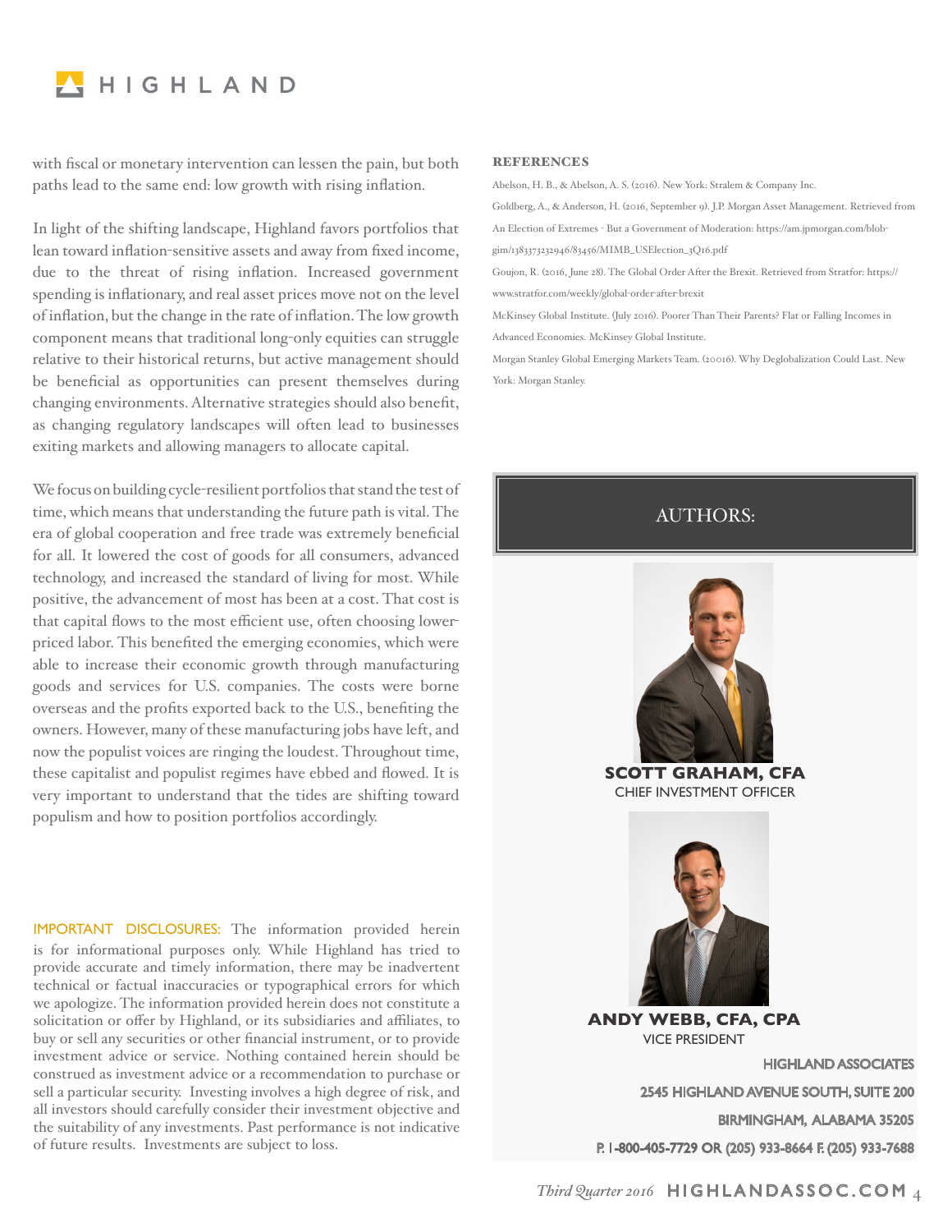with fiscal or monetary intervention can lessen the pain, but both paths lead to the same end: low growth with rising inflation.

In light of the shifting landscape, Highland favors portfolios that lean toward inflation-sensitive assets and away from fixed income, due to the threat of rising inflation. Increased government spending is inflationary, and real asset prices move not on the level of inflation, but the change in the rate of inflation. The low growth component means that traditional long-only equities can struggle relative to their historical returns, but active management should be beneficial as opportunities can present themselves during changing environments. Alternative strategies should also benefit, as changing regulatory landscapes will often lead to businesses exiting markets and allowing managers to allocate capital.

We focus on building cycle-resilient portfolios that stand the test of time, which means that understanding the future path is vital. The era of global cooperation and free trade was extremely beneficial for all. It lowered the cost of goods for all consumers, advanced technology, and increased the standard of living for most. While positive, the advancement of most has been at a cost. That cost is that capital flows to the most efficient use, often choosing lower-priced labor. This benefited the emerging economies, which were able to increase their economic growth through manufacturing goods and services for U.S. companies. The costs were borne overseas and the profits exported back to the U.S., benefiting the owners. However, many of these manufacturing jobs have left, and now the populist voices are ringing the loudest. Throughout time, these capitalist and populist regimes have ebbed and flowed. It is very important to understand that the tides are shifting toward populism and how to position portfolios accordingly.

IMPORTANT DISCLOSURES: The information provided herein is for informational purposes only. While Highland has tried to provide accurate and timely information, there may be inadvertent technical or factual inaccuracies or typographical errors for which we apologize. The information provided herein does not constitute a solicitation or offer by Highland, or its subsidiaries and affiliates, to buy or sell any securities or other financial instrument, or to provide investment advice or service. Nothing contained herein should be construed as investment advice or a recommendation to purchase or sell a particular security. Investing involves a high degree of risk, and all investors should carefully consider their investment objective and the suitability of any investments. Past performance is not indicative of future results. Investments are subject to loss.

## REFERENCES

Abelson, H. B., & Abelson, A. S. (2016). New York: Stralem & Company Inc.

Goldberg, A., & Anderson, H. (2016, September 9). J.P. Morgan Asset Management. Retrieved from An Election of Extremes - But a Government of Moderation: https://am.jpmorgan.com/blob-gim/1383373232946/83456/MIMB_USElection_3Q16.pdf

Goujon, R. (2016, June 28). The Global Order After the Brexit. Retrieved from Stratfor: https://www.stratfor.com/weekly/global-order-after-brexit

McKinsey Global Institute. (July 2016). Poorer Than Their Parents? Flat or Falling Incomes in Advanced Economies. McKinsey Global Institute.

Morgan Stanley Global Emerging Markets Team. (20016). Why Deglobalization Could Last. New York: Morgan Stanley.

## AUTHORS:

**SCOTT GRAHAM, CFA**
CHIEF INVESTMENT OFFICER

**ANDY WEBB, CFA, CPA**
VICE PRESIDENT

HIGHLAND ASSOCIATES
2545 HIGHLAND AVENUE SOUTH, SUITE 200
BIRMINGHAM, ALABAMA 35205
P. 1-800-405-7729 OR (205) 933-8664 F. (205) 933-7688